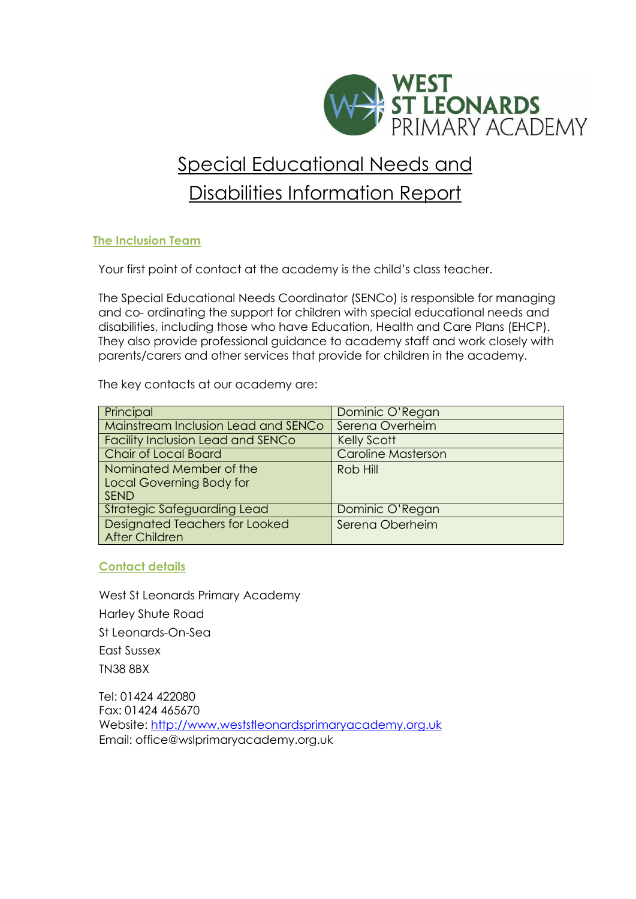# Special Educational Needs and Disabilities Information Report

## The Inclusion Team

Your first point of contact at the academy is the child's class teacher.

The Special Educational Needs Coordinator (SENCo) is responsible for managing and co- ordinating the support for children with special educational needs and disabilities, including those who have Education, Health and Care Plans (EHCP). They also provide professional guidance to academy staff and work closely with parents/carers and other services that provide for children in the academy.

The key contacts at our academy are:

| | |
|---|---|
| Principal | Dominic O'Regan |
| Mainstream Inclusion Lead and SENCo | Serena Overheim |
| Facility Inclusion Lead and SENCo | Kelly Scott |
| Chair of Local Board | Caroline Masterson |
| Nominated Member of the Local Governing Body for SEND | Rob Hill |
| Strategic Safeguarding Lead | Dominic O'Regan |
| Designated Teachers for Looked After Children | Serena Oberheim |

## Contact details

West St Leonards Primary Academy
Harley Shute Road
St Leonards-On-Sea
East Sussex
TN38 8BX

Tel: 01424 422080
Fax: 01424 465670
Website: http://www.weststleonardsprimaryacademy.org.uk
Email: office@wslprimaryacademy.org.uk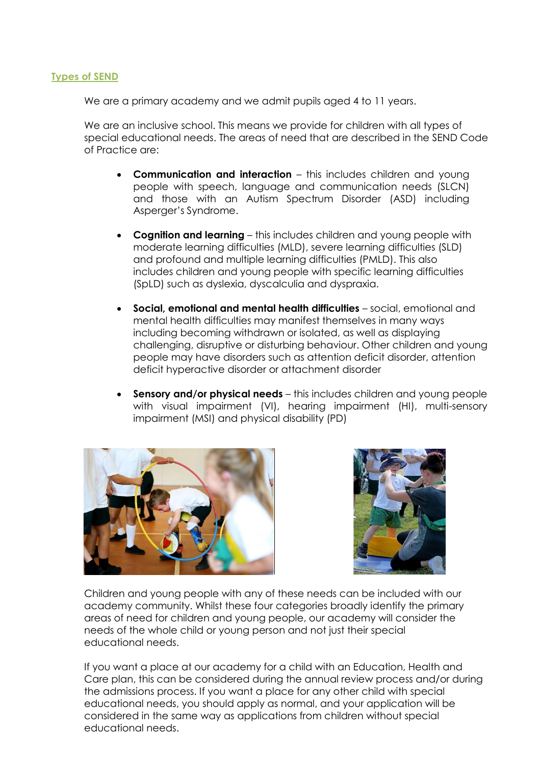## Types of SEND

We are a primary academy and we admit pupils aged 4 to 11 years.

We are an inclusive school. This means we provide for children with all types of special educational needs. The areas of need that are described in the SEND Code of Practice are:

- **Communication and interaction** – this includes children and young people with speech, language and communication needs (SLCN) and those with an Autism Spectrum Disorder (ASD) including Asperger's Syndrome.
- **Cognition and learning** – this includes children and young people with moderate learning difficulties (MLD), severe learning difficulties (SLD) and profound and multiple learning difficulties (PMLD). This also includes children and young people with specific learning difficulties (SpLD) such as dyslexia, dyscalculia and dyspraxia.
- **Social, emotional and mental health difficulties** – social, emotional and mental health difficulties may manifest themselves in many ways including becoming withdrawn or isolated, as well as displaying challenging, disruptive or disturbing behaviour. Other children and young people may have disorders such as attention deficit disorder, attention deficit hyperactive disorder or attachment disorder
- **Sensory and/or physical needs** – this includes children and young people with visual impairment (VI), hearing impairment (HI), multi-sensory impairment (MSI) and physical disability (PD)

Children and young people with any of these needs can be included with our academy community. Whilst these four categories broadly identify the primary areas of need for children and young people, our academy will consider the needs of the whole child or young person and not just their special educational needs.

If you want a place at our academy for a child with an Education, Health and Care plan, this can be considered during the annual review process and/or during the admissions process. If you want a place for any other child with special educational needs, you should apply as normal, and your application will be considered in the same way as applications from children without special educational needs.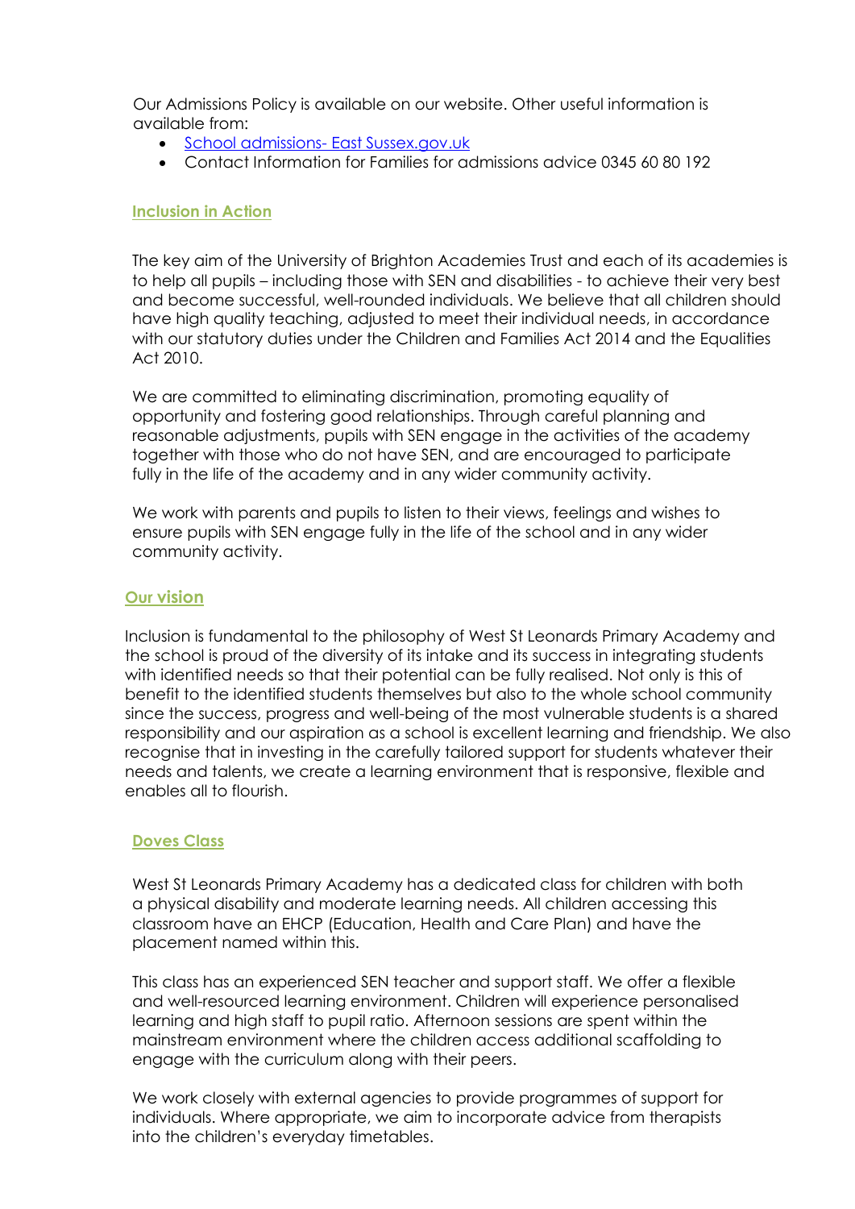Our Admissions Policy is available on our website. Other useful information is available from:

- [School admissions- East Sussex.gov.uk]
- Contact Information for Families for admissions advice 0345 60 80 192

## Inclusion in Action

The key aim of the University of Brighton Academies Trust and each of its academies is to help all pupils – including those with SEN and disabilities - to achieve their very best and become successful, well-rounded individuals. We believe that all children should have high quality teaching, adjusted to meet their individual needs, in accordance with our statutory duties under the Children and Families Act 2014 and the Equalities Act 2010.

We are committed to eliminating discrimination, promoting equality of opportunity and fostering good relationships. Through careful planning and reasonable adjustments, pupils with SEN engage in the activities of the academy together with those who do not have SEN, and are encouraged to participate fully in the life of the academy and in any wider community activity.

We work with parents and pupils to listen to their views, feelings and wishes to ensure pupils with SEN engage fully in the life of the school and in any wider community activity.

## Our vision

Inclusion is fundamental to the philosophy of West St Leonards Primary Academy and the school is proud of the diversity of its intake and its success in integrating students with identified needs so that their potential can be fully realised. Not only is this of benefit to the identified students themselves but also to the whole school community since the success, progress and well-being of the most vulnerable students is a shared responsibility and our aspiration as a school is excellent learning and friendship. We also recognise that in investing in the carefully tailored support for students whatever their needs and talents, we create a learning environment that is responsive, flexible and enables all to flourish.

## Doves Class

West St Leonards Primary Academy has a dedicated class for children with both a physical disability and moderate learning needs. All children accessing this classroom have an EHCP (Education, Health and Care Plan) and have the placement named within this.

This class has an experienced SEN teacher and support staff. We offer a flexible and well-resourced learning environment. Children will experience personalised learning and high staff to pupil ratio. Afternoon sessions are spent within the mainstream environment where the children access additional scaffolding to engage with the curriculum along with their peers.

We work closely with external agencies to provide programmes of support for individuals. Where appropriate, we aim to incorporate advice from therapists into the children's everyday timetables.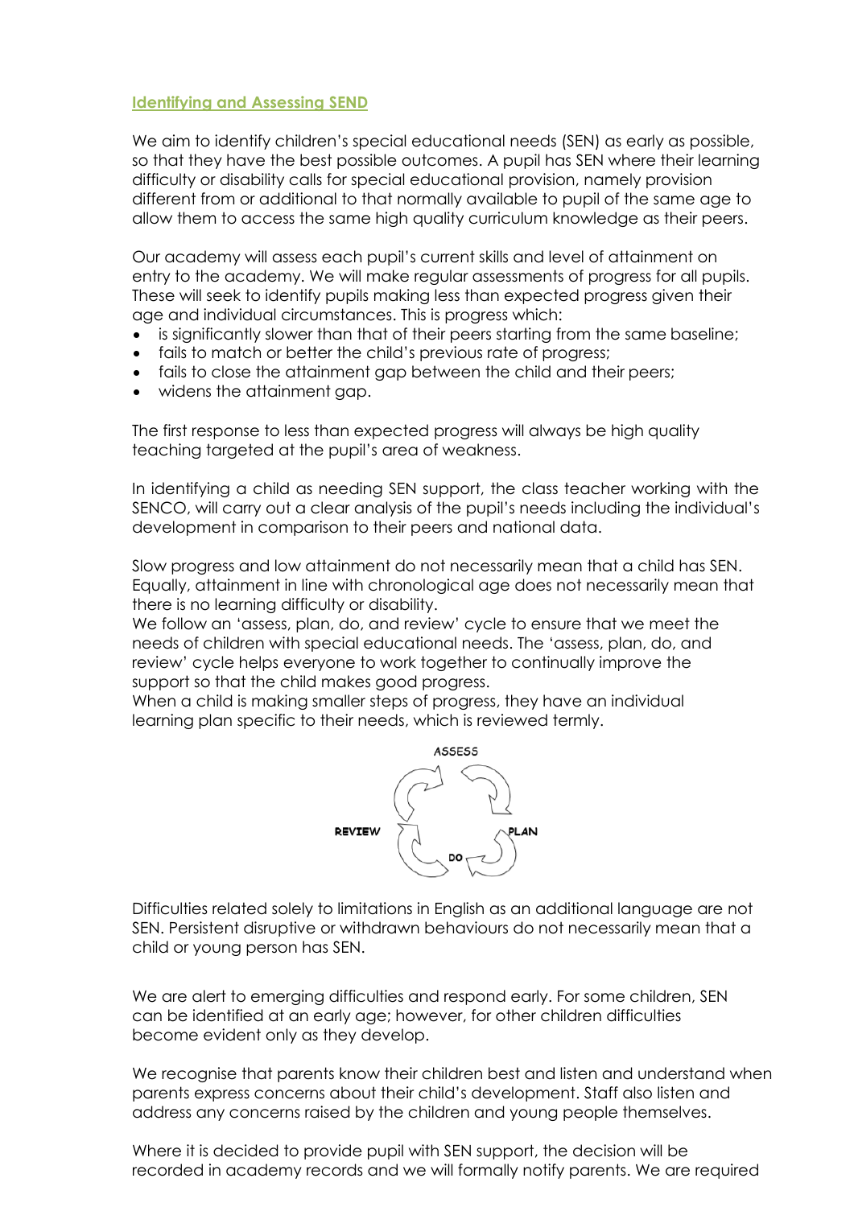## Identifying and Assessing SEND

We aim to identify children's special educational needs (SEN) as early as possible, so that they have the best possible outcomes. A pupil has SEN where their learning difficulty or disability calls for special educational provision, namely provision different from or additional to that normally available to pupil of the same age to allow them to access the same high quality curriculum knowledge as their peers.

Our academy will assess each pupil's current skills and level of attainment on entry to the academy. We will make regular assessments of progress for all pupils. These will seek to identify pupils making less than expected progress given their age and individual circumstances. This is progress which:

- is significantly slower than that of their peers starting from the same baseline;
- fails to match or better the child's previous rate of progress;
- fails to close the attainment gap between the child and their peers;
- widens the attainment gap.

The first response to less than expected progress will always be high quality teaching targeted at the pupil's area of weakness.

In identifying a child as needing SEN support, the class teacher working with the SENCO, will carry out a clear analysis of the pupil's needs including the individual's development in comparison to their peers and national data.

Slow progress and low attainment do not necessarily mean that a child has SEN. Equally, attainment in line with chronological age does not necessarily mean that there is no learning difficulty or disability.

We follow an 'assess, plan, do, and review' cycle to ensure that we meet the needs of children with special educational needs. The 'assess, plan, do, and review' cycle helps everyone to work together to continually improve the support so that the child makes good progress.

When a child is making smaller steps of progress, they have an individual learning plan specific to their needs, which is reviewed termly.

ASSESS

REVIEW

PLAN

DO

Difficulties related solely to limitations in English as an additional language are not SEN. Persistent disruptive or withdrawn behaviours do not necessarily mean that a child or young person has SEN.

We are alert to emerging difficulties and respond early. For some children, SEN can be identified at an early age; however, for other children difficulties become evident only as they develop.

We recognise that parents know their children best and listen and understand when parents express concerns about their child's development. Staff also listen and address any concerns raised by the children and young people themselves.

Where it is decided to provide pupil with SEN support, the decision will be recorded in academy records and we will formally notify parents. We are required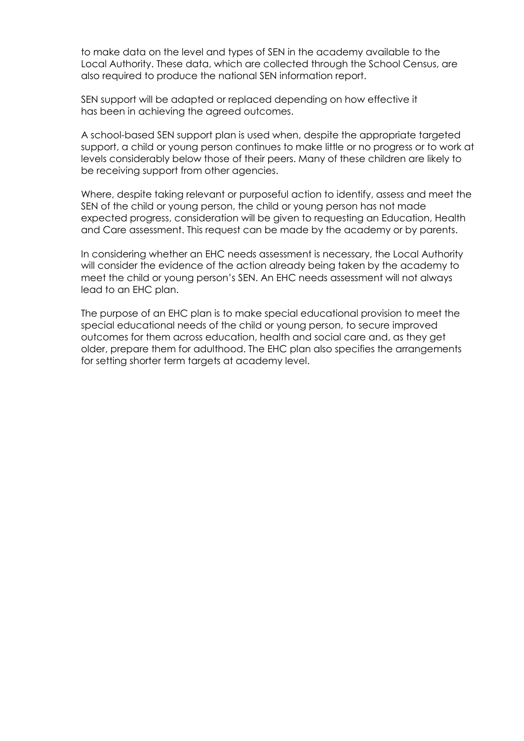to make data on the level and types of SEN in the academy available to the Local Authority. These data, which are collected through the School Census, are also required to produce the national SEN information report.

SEN support will be adapted or replaced depending on how effective it has been in achieving the agreed outcomes.

A school-based SEN support plan is used when, despite the appropriate targeted support, a child or young person continues to make little or no progress or to work at levels considerably below those of their peers. Many of these children are likely to be receiving support from other agencies.

Where, despite taking relevant or purposeful action to identify, assess and meet the SEN of the child or young person, the child or young person has not made expected progress, consideration will be given to requesting an Education, Health and Care assessment. This request can be made by the academy or by parents.

In considering whether an EHC needs assessment is necessary, the Local Authority will consider the evidence of the action already being taken by the academy to meet the child or young person's SEN. An EHC needs assessment will not always lead to an EHC plan.

The purpose of an EHC plan is to make special educational provision to meet the special educational needs of the child or young person, to secure improved outcomes for them across education, health and social care and, as they get older, prepare them for adulthood. The EHC plan also specifies the arrangements for setting shorter term targets at academy level.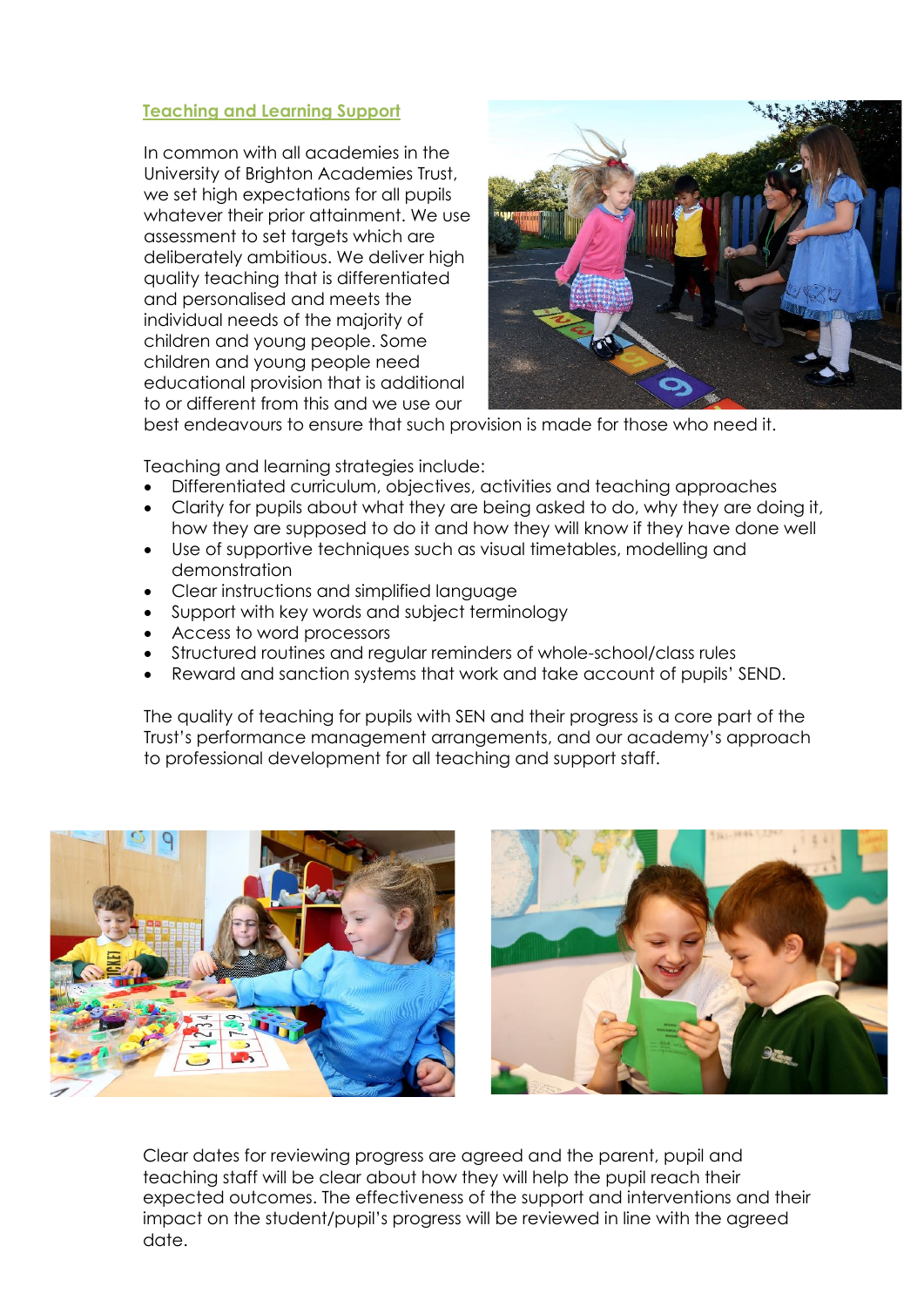## Teaching and Learning Support

In common with all academies in the University of Brighton Academies Trust, we set high expectations for all pupils whatever their prior attainment. We use assessment to set targets which are deliberately ambitious. We deliver high quality teaching that is differentiated and personalised and meets the individual needs of the majority of children and young people. Some children and young people need educational provision that is additional to or different from this and we use our best endeavours to ensure that such provision is made for those who need it.

Teaching and learning strategies include:

- Differentiated curriculum, objectives, activities and teaching approaches
- Clarity for pupils about what they are being asked to do, why they are doing it, how they are supposed to do it and how they will know if they have done well
- Use of supportive techniques such as visual timetables, modelling and demonstration
- Clear instructions and simplified language
- Support with key words and subject terminology
- Access to word processors
- Structured routines and regular reminders of whole-school/class rules
- Reward and sanction systems that work and take account of pupils' SEND.

The quality of teaching for pupils with SEN and their progress is a core part of the Trust's performance management arrangements, and our academy's approach to professional development for all teaching and support staff.

Clear dates for reviewing progress are agreed and the parent, pupil and teaching staff will be clear about how they will help the pupil reach their expected outcomes. The effectiveness of the support and interventions and their impact on the student/pupil's progress will be reviewed in line with the agreed date.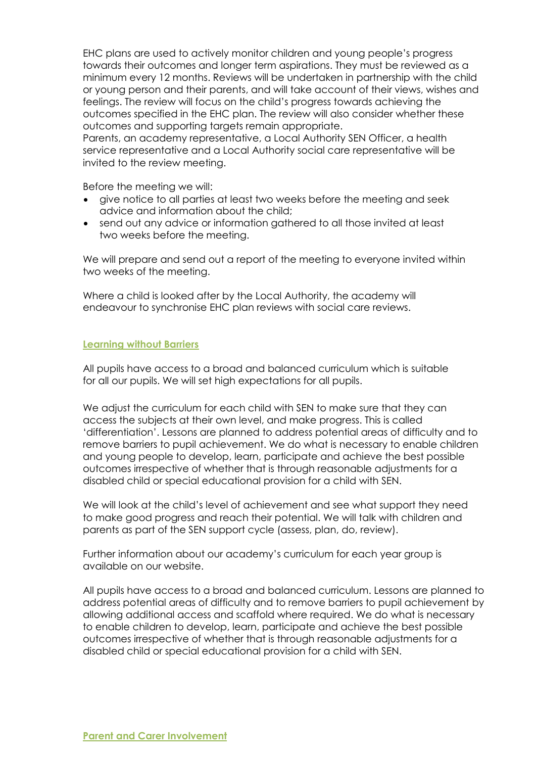EHC plans are used to actively monitor children and young people's progress towards their outcomes and longer term aspirations. They must be reviewed as a minimum every 12 months. Reviews will be undertaken in partnership with the child or young person and their parents, and will take account of their views, wishes and feelings. The review will focus on the child's progress towards achieving the outcomes specified in the EHC plan. The review will also consider whether these outcomes and supporting targets remain appropriate.
Parents, an academy representative, a Local Authority SEN Officer, a health service representative and a Local Authority social care representative will be invited to the review meeting.

Before the meeting we will:

- give notice to all parties at least two weeks before the meeting and seek advice and information about the child;
- send out any advice or information gathered to all those invited at least two weeks before the meeting.

We will prepare and send out a report of the meeting to everyone invited within two weeks of the meeting.

Where a child is looked after by the Local Authority, the academy will endeavour to synchronise EHC plan reviews with social care reviews.

## Learning without Barriers

All pupils have access to a broad and balanced curriculum which is suitable for all our pupils. We will set high expectations for all pupils.

We adjust the curriculum for each child with SEN to make sure that they can access the subjects at their own level, and make progress. This is called 'differentiation'. Lessons are planned to address potential areas of difficulty and to remove barriers to pupil achievement. We do what is necessary to enable children and young people to develop, learn, participate and achieve the best possible outcomes irrespective of whether that is through reasonable adjustments for a disabled child or special educational provision for a child with SEN.

We will look at the child's level of achievement and see what support they need to make good progress and reach their potential. We will talk with children and parents as part of the SEN support cycle (assess, plan, do, review).

Further information about our academy's curriculum for each year group is available on our website.

All pupils have access to a broad and balanced curriculum. Lessons are planned to address potential areas of difficulty and to remove barriers to pupil achievement by allowing additional access and scaffold where required. We do what is necessary to enable children to develop, learn, participate and achieve the best possible outcomes irrespective of whether that is through reasonable adjustments for a disabled child or special educational provision for a child with SEN.

## Parent and Carer Involvement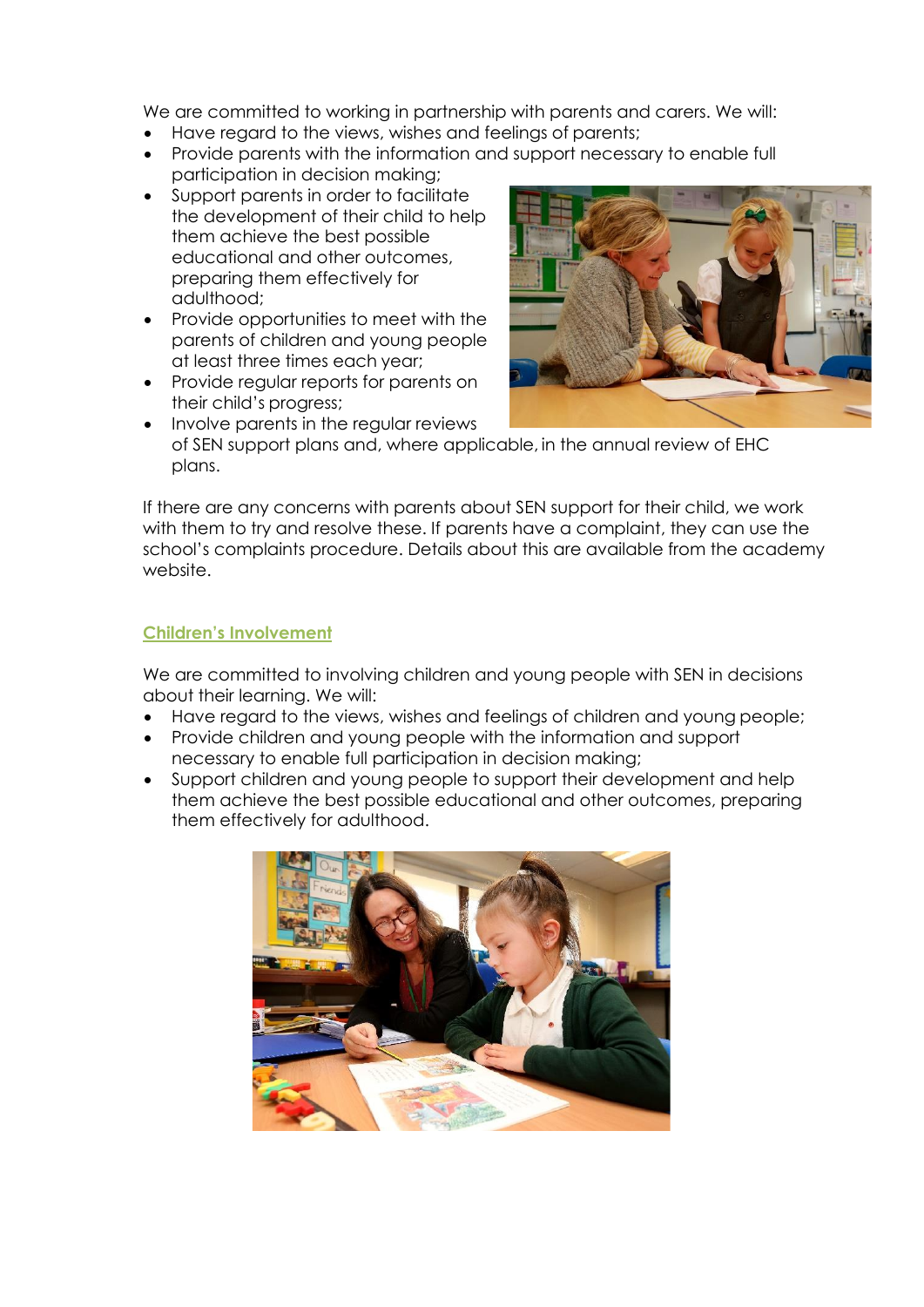We are committed to working in partnership with parents and carers. We will:

- Have regard to the views, wishes and feelings of parents;
- Provide parents with the information and support necessary to enable full participation in decision making;
- Support parents in order to facilitate the development of their child to help them achieve the best possible educational and other outcomes, preparing them effectively for adulthood;
- Provide opportunities to meet with the parents of children and young people at least three times each year;
- Provide regular reports for parents on their child's progress;
- Involve parents in the regular reviews of SEN support plans and, where applicable, in the annual review of EHC plans.

If there are any concerns with parents about SEN support for their child, we work with them to try and resolve these. If parents have a complaint, they can use the school's complaints procedure. Details about this are available from the academy website.

## Children's Involvement

We are committed to involving children and young people with SEN in decisions about their learning. We will:

- Have regard to the views, wishes and feelings of children and young people;
- Provide children and young people with the information and support necessary to enable full participation in decision making;
- Support children and young people to support their development and help them achieve the best possible educational and other outcomes, preparing them effectively for adulthood.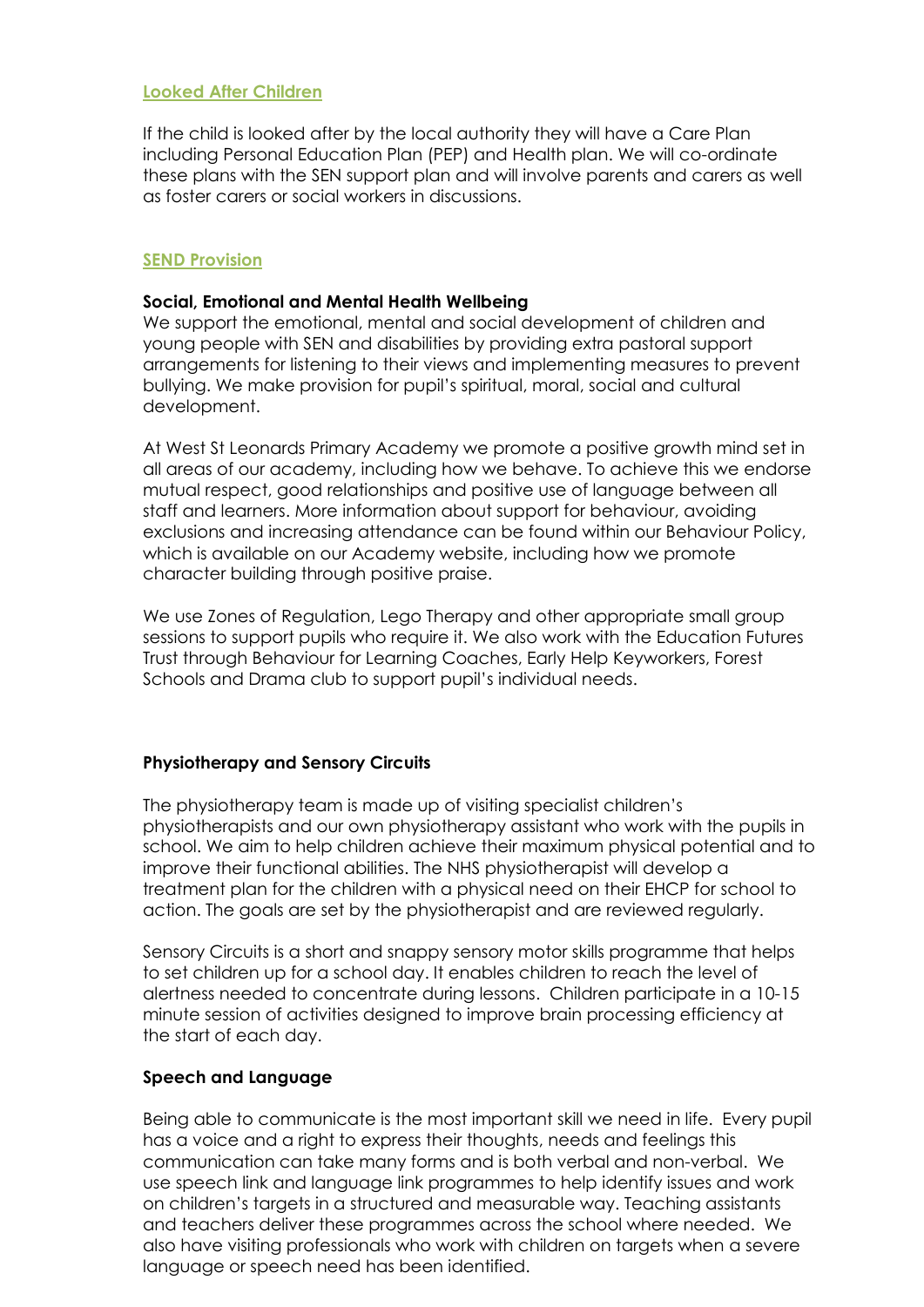## Looked After Children

If the child is looked after by the local authority they will have a Care Plan including Personal Education Plan (PEP) and Health plan. We will co-ordinate these plans with the SEN support plan and will involve parents and carers as well as foster carers or social workers in discussions.

## SEND Provision

### Social, Emotional and Mental Health Wellbeing

We support the emotional, mental and social development of children and young people with SEN and disabilities by providing extra pastoral support arrangements for listening to their views and implementing measures to prevent bullying. We make provision for pupil's spiritual, moral, social and cultural development.

At West St Leonards Primary Academy we promote a positive growth mind set in all areas of our academy, including how we behave. To achieve this we endorse mutual respect, good relationships and positive use of language between all staff and learners. More information about support for behaviour, avoiding exclusions and increasing attendance can be found within our Behaviour Policy, which is available on our Academy website, including how we promote character building through positive praise.

We use Zones of Regulation, Lego Therapy and other appropriate small group sessions to support pupils who require it. We also work with the Education Futures Trust through Behaviour for Learning Coaches, Early Help Keyworkers, Forest Schools and Drama club to support pupil's individual needs.

### Physiotherapy and Sensory Circuits

The physiotherapy team is made up of visiting specialist children's physiotherapists and our own physiotherapy assistant who work with the pupils in school. We aim to help children achieve their maximum physical potential and to improve their functional abilities. The NHS physiotherapist will develop a treatment plan for the children with a physical need on their EHCP for school to action. The goals are set by the physiotherapist and are reviewed regularly.

Sensory Circuits is a short and snappy sensory motor skills programme that helps to set children up for a school day. It enables children to reach the level of alertness needed to concentrate during lessons. Children participate in a 10-15 minute session of activities designed to improve brain processing efficiency at the start of each day.

### Speech and Language

Being able to communicate is the most important skill we need in life. Every pupil has a voice and a right to express their thoughts, needs and feelings this communication can take many forms and is both verbal and non-verbal. We use speech link and language link programmes to help identify issues and work on children's targets in a structured and measurable way. Teaching assistants and teachers deliver these programmes across the school where needed. We also have visiting professionals who work with children on targets when a severe language or speech need has been identified.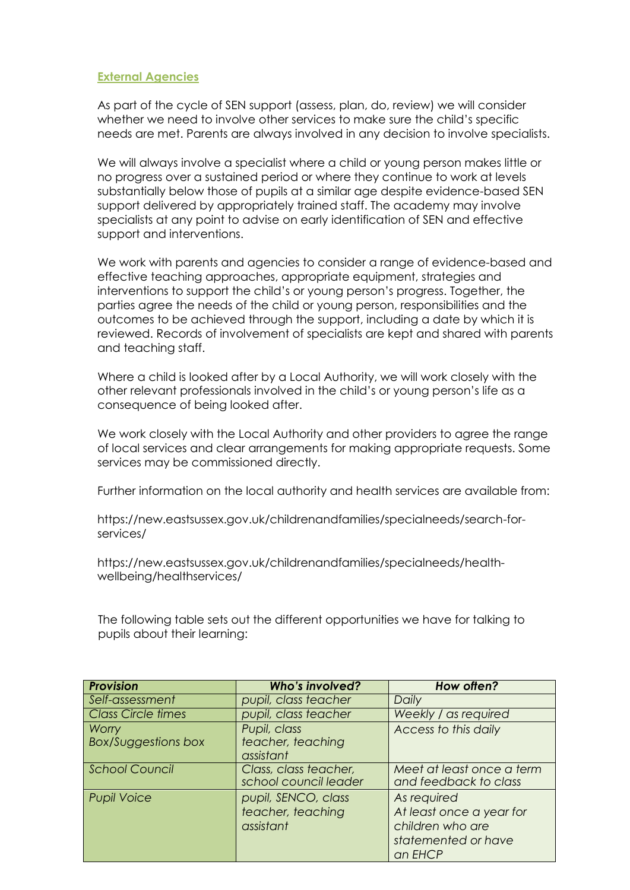## External Agencies

As part of the cycle of SEN support (assess, plan, do, review) we will consider whether we need to involve other services to make sure the child's specific needs are met. Parents are always involved in any decision to involve specialists.

We will always involve a specialist where a child or young person makes little or no progress over a sustained period or where they continue to work at levels substantially below those of pupils at a similar age despite evidence-based SEN support delivered by appropriately trained staff. The academy may involve specialists at any point to advise on early identification of SEN and effective support and interventions.

We work with parents and agencies to consider a range of evidence-based and effective teaching approaches, appropriate equipment, strategies and interventions to support the child's or young person's progress. Together, the parties agree the needs of the child or young person, responsibilities and the outcomes to be achieved through the support, including a date by which it is reviewed. Records of involvement of specialists are kept and shared with parents and teaching staff.

Where a child is looked after by a Local Authority, we will work closely with the other relevant professionals involved in the child's or young person's life as a consequence of being looked after.

We work closely with the Local Authority and other providers to agree the range of local services and clear arrangements for making appropriate requests. Some services may be commissioned directly.

Further information on the local authority and health services are available from:

https://new.eastsussex.gov.uk/childrenandfamilies/specialneeds/search-for-services/

https://new.eastsussex.gov.uk/childrenandfamilies/specialneeds/health-wellbeing/healthservices/

The following table sets out the different opportunities we have for talking to pupils about their learning:

| ***Provision*** | ***Who's involved?*** | ***How often?*** |
|---|---|---|
| *Self-assessment* | *pupil, class teacher* | *Daily* |
| *Class Circle times* | *pupil, class teacher* | *Weekly / as required* |
| *Worry Box/Suggestions box* | *Pupil, class teacher, teaching assistant* | *Access to this daily* |
| *School Council* | *Class, class teacher, school council leader* | *Meet at least once a term and feedback to class* |
| *Pupil Voice* | *pupil, SENCO, class teacher, teaching assistant* | *As required*<br>*At least once a year for children who are statemented or have an EHCP* |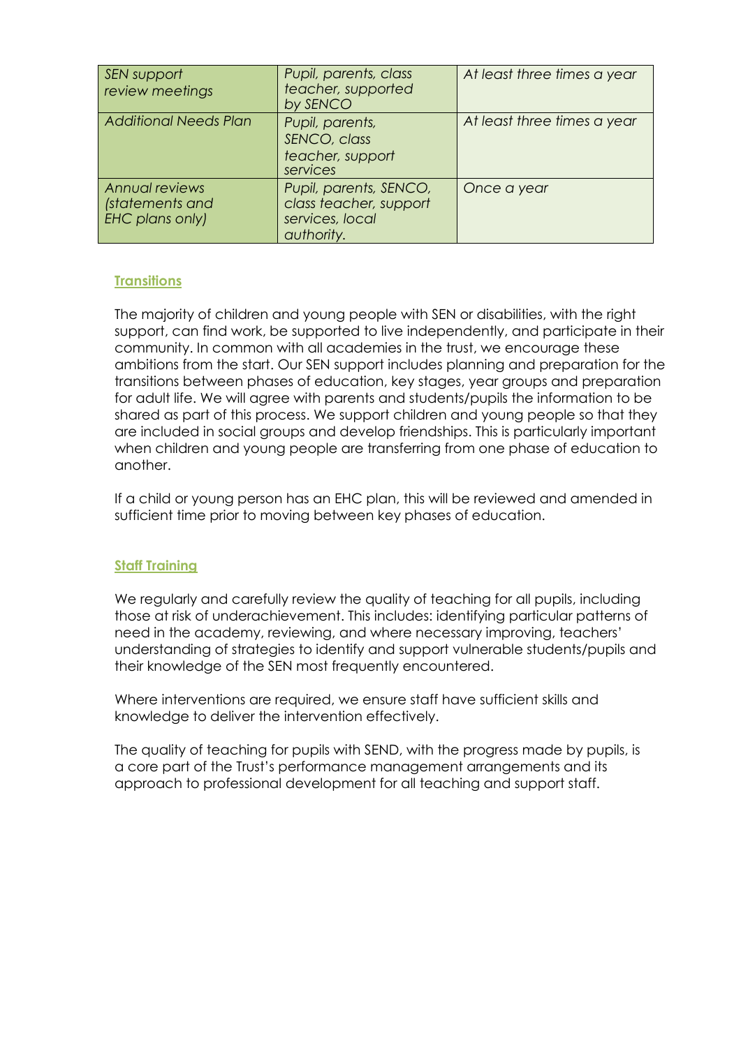| | | |
|---|---|---|
| *SEN support review meetings* | *Pupil, parents, class teacher, supported by SENCO* | *At least three times a year* |
| *Additional Needs Plan* | *Pupil, parents, SENCO, class teacher, support services* | *At least three times a year* |
| *Annual reviews (statements and EHC plans only)* | *Pupil, parents, SENCO, class teacher, support services, local authority.* | *Once a year* |

## Transitions

The majority of children and young people with SEN or disabilities, with the right support, can find work, be supported to live independently, and participate in their community. In common with all academies in the trust, we encourage these ambitions from the start. Our SEN support includes planning and preparation for the transitions between phases of education, key stages, year groups and preparation for adult life. We will agree with parents and students/pupils the information to be shared as part of this process. We support children and young people so that they are included in social groups and develop friendships. This is particularly important when children and young people are transferring from one phase of education to another.

If a child or young person has an EHC plan, this will be reviewed and amended in sufficient time prior to moving between key phases of education.

## Staff Training

We regularly and carefully review the quality of teaching for all pupils, including those at risk of underachievement. This includes: identifying particular patterns of need in the academy, reviewing, and where necessary improving, teachers' understanding of strategies to identify and support vulnerable students/pupils and their knowledge of the SEN most frequently encountered.

Where interventions are required, we ensure staff have sufficient skills and knowledge to deliver the intervention effectively.

The quality of teaching for pupils with SEND, with the progress made by pupils, is a core part of the Trust's performance management arrangements and its approach to professional development for all teaching and support staff.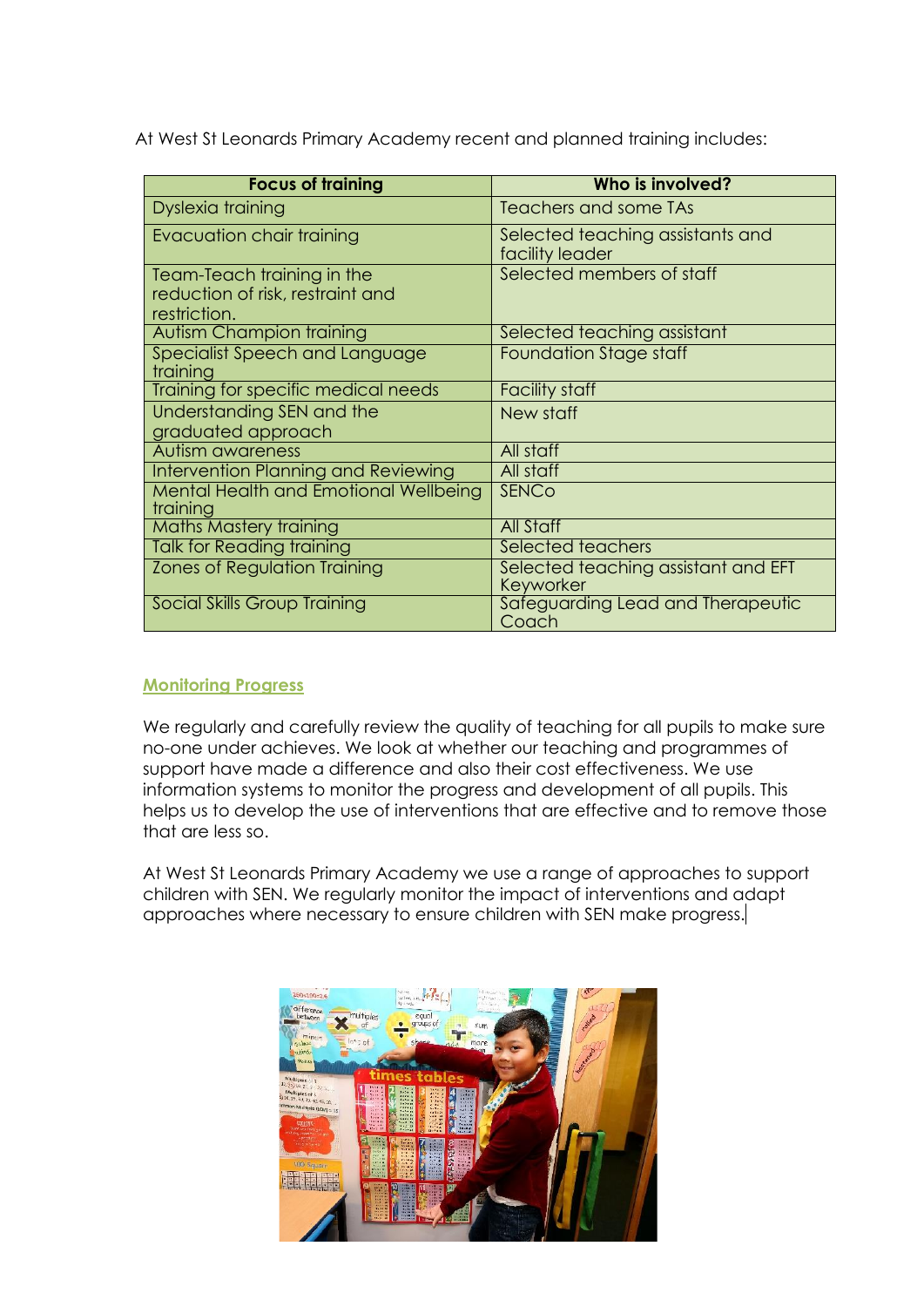At West St Leonards Primary Academy recent and planned training includes:

| Focus of training | Who is involved? |
| --- | --- |
| Dyslexia training | Teachers and some TAs |
| Evacuation chair training | Selected teaching assistants and facility leader |
| Team-Teach training in the reduction of risk, restraint and restriction. | Selected members of staff |
| Autism Champion training | Selected teaching assistant |
| Specialist Speech and Language training | Foundation Stage staff |
| Training for specific medical needs | Facility staff |
| Understanding SEN and the graduated approach | New staff |
| Autism awareness | All staff |
| Intervention Planning and Reviewing | All staff |
| Mental Health and Emotional Wellbeing training | SENCo |
| Maths Mastery training | All Staff |
| Talk for Reading training | Selected teachers |
| Zones of Regulation Training | Selected teaching assistant and EFT Keyworker |
| Social Skills Group Training | Safeguarding Lead and Therapeutic Coach |

## Monitoring Progress

We regularly and carefully review the quality of teaching for all pupils to make sure no-one under achieves. We look at whether our teaching and programmes of support have made a difference and also their cost effectiveness. We use information systems to monitor the progress and development of all pupils. This helps us to develop the use of interventions that are effective and to remove those that are less so.

At West St Leonards Primary Academy we use a range of approaches to support children with SEN. We regularly monitor the impact of interventions and adapt approaches where necessary to ensure children with SEN make progress.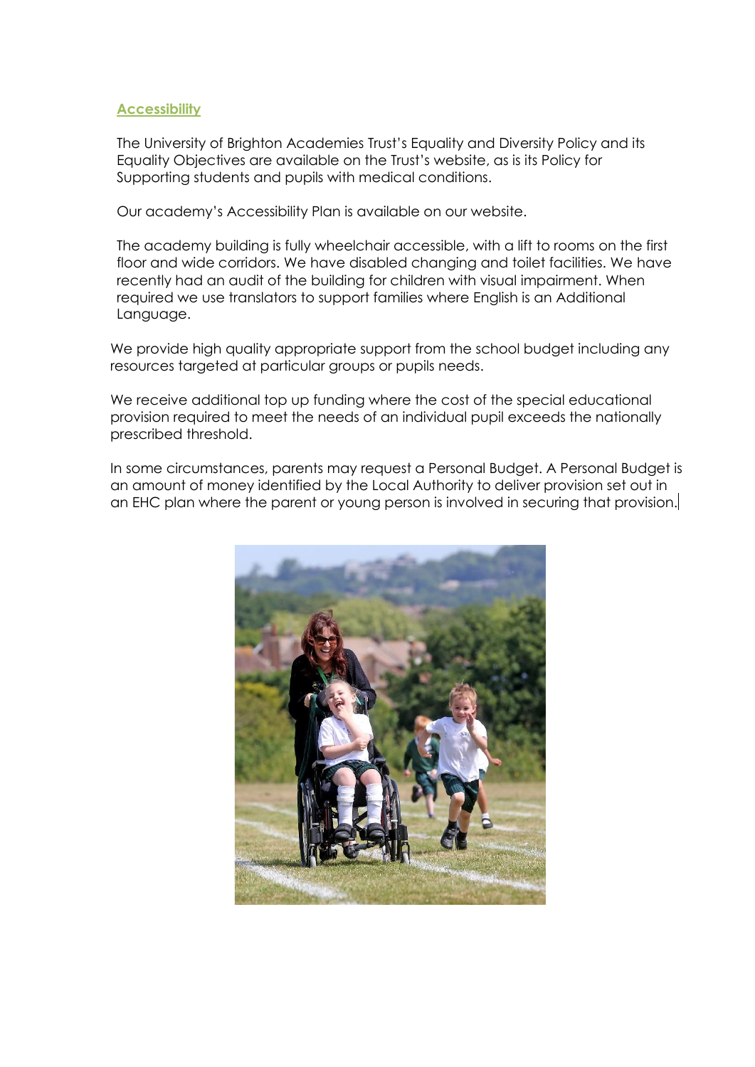## Accessibility

The University of Brighton Academies Trust's Equality and Diversity Policy and its Equality Objectives are available on the Trust's website, as is its Policy for Supporting students and pupils with medical conditions.

Our academy's Accessibility Plan is available on our website.

The academy building is fully wheelchair accessible, with a lift to rooms on the first floor and wide corridors. We have disabled changing and toilet facilities. We have recently had an audit of the building for children with visual impairment. When required we use translators to support families where English is an Additional Language.

We provide high quality appropriate support from the school budget including any resources targeted at particular groups or pupils needs.

We receive additional top up funding where the cost of the special educational provision required to meet the needs of an individual pupil exceeds the nationally prescribed threshold.

In some circumstances, parents may request a Personal Budget. A Personal Budget is an amount of money identified by the Local Authority to deliver provision set out in an EHC plan where the parent or young person is involved in securing that provision.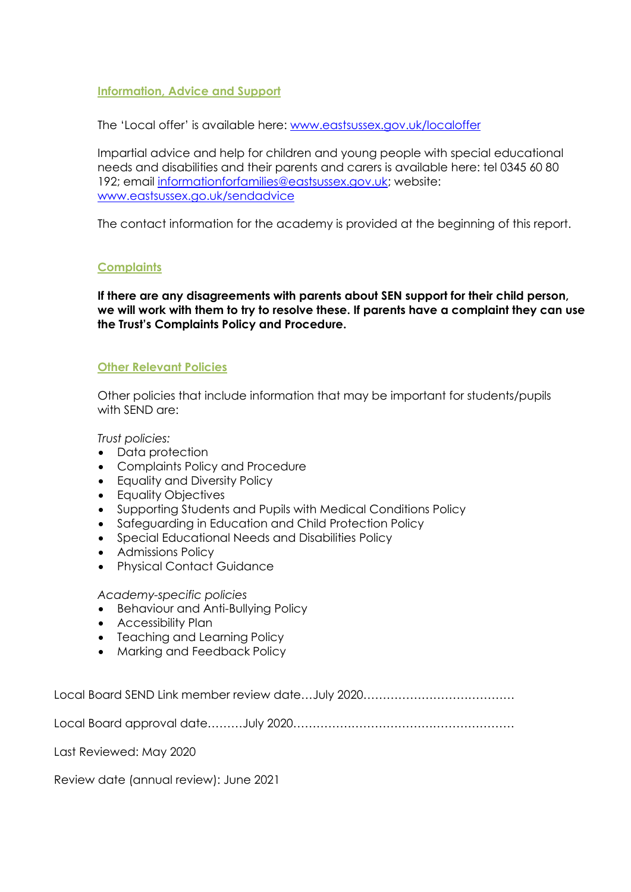## Information, Advice and Support

The 'Local offer' is available here: www.eastsussex.gov.uk/localoffer

Impartial advice and help for children and young people with special educational needs and disabilities and their parents and carers is available here: tel 0345 60 80 192; email informationforfamilies@eastsussex.gov.uk; website: www.eastsussex.go.uk/sendadvice

The contact information for the academy is provided at the beginning of this report.

## Complaints

**If there are any disagreements with parents about SEN support for their child person, we will work with them to try to resolve these. If parents have a complaint they can use the Trust's Complaints Policy and Procedure.**

## Other Relevant Policies

Other policies that include information that may be important for students/pupils with SEND are:

*Trust policies:*

- Data protection
- Complaints Policy and Procedure
- Equality and Diversity Policy
- Equality Objectives
- Supporting Students and Pupils with Medical Conditions Policy
- Safeguarding in Education and Child Protection Policy
- Special Educational Needs and Disabilities Policy
- Admissions Policy
- Physical Contact Guidance

*Academy-specific policies*

- Behaviour and Anti-Bullying Policy
- Accessibility Plan
- Teaching and Learning Policy
- Marking and Feedback Policy

Local Board SEND Link member review date…July 2020…………………………………

Local Board approval date………July 2020…………………………………………………

Last Reviewed: May 2020

Review date (annual review): June 2021